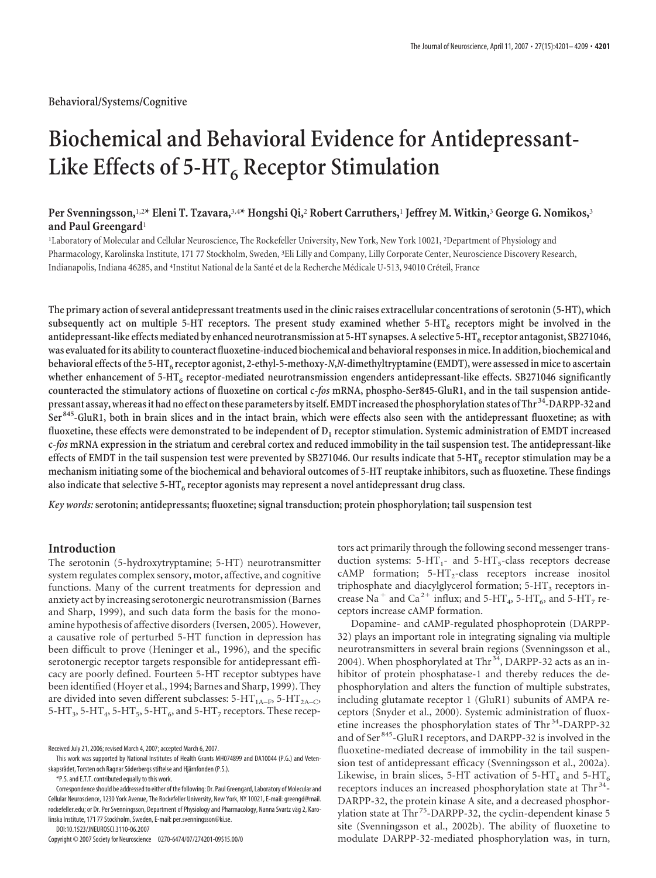Behavioral/Systems/Cognitive

# Biochemical and Behavioral Evidence for Antidepressant-Like Effects of 5-$HT_6$ Receptor Stimulation

**Per Svenningsson,[1,2]* Eleni T. Tzavara,[3,4]* Hongshi Qi,[2] Robert Carruthers,[1] Jeffrey M. Witkin,[3] George G. Nomikos,[3] and Paul Greengard[1]**

[1]Laboratory of Molecular and Cellular Neuroscience, The Rockefeller University, New York, New York 10021, [2]Department of Physiology and Pharmacology, Karolinska Institute, 171 77 Stockholm, Sweden, [3]Eli Lilly and Company, Lilly Corporate Center, Neuroscience Discovery Research, Indianapolis, Indiana 46285, and [4]Institut National de la Santé et de la Recherche Médicale U-513, 94010 Créteil, France

**The primary action of several antidepressant treatments used in the clinic raises extracellular concentrations of serotonin (5-HT), which subsequently act on multiple 5-HT receptors. The present study examined whether 5-$HT_6$ receptors might be involved in the antidepressant-like effects mediated by enhanced neurotransmission at 5-HT synapses. A selective 5-$HT_6$ receptor antagonist, SB271046, was evaluated for its ability to counteract fluoxetine-induced biochemical and behavioral responses in mice. In addition, biochemical and behavioral effects of the 5-$HT_6$ receptor agonist, 2-ethyl-5-methoxy-*N*,*N*-dimethyltryptamine (EMDT), were assessed in mice to ascertain whether enhancement of 5-$HT_6$ receptor-mediated neurotransmission engenders antidepressant-like effects. SB271046 significantly counteracted the stimulatory actions of fluoxetine on cortical c-*fos* mRNA, phospho-Ser845-GluR1, and in the tail suspension antidepressant assay, whereas it had no effect on these parameters by itself. EMDT increased the phosphorylation states of $Thr^{34}$-DARPP-32 and $Ser^{845}$-GluR1, both in brain slices and in the intact brain, which were effects also seen with the antidepressant fluoxetine; as with fluoxetine, these effects were demonstrated to be independent of $D_1$ receptor stimulation. Systemic administration of EMDT increased c-*fos* mRNA expression in the striatum and cerebral cortex and reduced immobility in the tail suspension test. The antidepressant-like effects of EMDT in the tail suspension test were prevented by SB271046. Our results indicate that 5-$HT_6$ receptor stimulation may be a mechanism initiating some of the biochemical and behavioral outcomes of 5-HT reuptake inhibitors, such as fluoxetine. These findings also indicate that selective 5-$HT_6$ receptor agonists may represent a novel antidepressant drug class.**

***Key words:*** **serotonin; antidepressants; fluoxetine; signal transduction; protein phosphorylation; tail suspension test**

## Introduction

The serotonin (5-hydroxytryptamine; 5-HT) neurotransmitter system regulates complex sensory, motor, affective, and cognitive functions. Many of the current treatments for depression and anxiety act by increasing serotonergic neurotransmission (Barnes and Sharp, 1999), and such data form the basis for the monoamine hypothesis of affective disorders (Iversen, 2005). However, a causative role of perturbed 5-HT function in depression has been difficult to prove (Heninger et al., 1996), and the specific serotonergic receptor targets responsible for antidepressant efficacy are poorly defined. Fourteen 5-HT receptor subtypes have been identified (Hoyer et al., 1994; Barnes and Sharp, 1999). They are divided into seven different subclasses: 5-$HT_{1A–F}$, 5-$HT_{2A–C}$, 5-$HT_3$, 5-$HT_4$, 5-$HT_5$, 5-$HT_6$, and 5-$HT_7$ receptors. These receptors act primarily through the following second messenger transduction systems: 5-$HT_1$- and 5-$HT_5$-class receptors decrease cAMP formation; 5-$HT_2$-class receptors increase inositol triphosphate and diacylglycerol formation; 5-$HT_3$ receptors increase $Na^+$ and $Ca^{2+}$ influx; and 5-$HT_4$, 5-$HT_6$, and 5-$HT_7$ receptors increase cAMP formation.

Dopamine- and cAMP-regulated phosphoprotein (DARPP-32) plays an important role in integrating signaling via multiple neurotransmitters in several brain regions (Svenningsson et al., 2004). When phosphorylated at $Thr^{34}$, DARPP-32 acts as an inhibitor of protein phosphatase-1 and thereby reduces the dephosphorylation and alters the function of multiple substrates, including glutamate receptor 1 (GluR1) subunits of AMPA receptors (Snyder et al., 2000). Systemic administration of fluoxetine increases the phosphorylation states of $Thr^{34}$-DARPP-32 and of $Ser^{845}$-GluR1 receptors, and DARPP-32 is involved in the fluoxetine-mediated decrease of immobility in the tail suspension test of antidepressant efficacy (Svenningsson et al., 2002a). Likewise, in brain slices, 5-HT activation of 5-$HT_4$ and 5-$HT_6$ receptors induces an increased phosphorylation state at $Thr^{34}$-DARPP-32, the protein kinase A site, and a decreased phosphorylation state at $Thr^{75}$-DARPP-32, the cyclin-dependent kinase 5 site (Svenningsson et al., 2002b). The ability of fluoxetine to modulate DARPP-32-mediated phosphorylation was, in turn,

Received July 21, 2006; revised March 4, 2007; accepted March 6, 2007.

This work was supported by National Institutes of Health Grants MH074899 and DA10044 (P.G.) and Vetenskapsrådet, Torsten och Ragnar Söderbergs stiftelse and Hjärnfonden (P.S.).

*P.S. and E.T.T. contributed equally to this work.

Correspondence should be addressed to either of the following: Dr. Paul Greengard, Laboratory of Molecular and Cellular Neuroscience, 1230 York Avenue, The Rockefeller University, New York, NY 10021, E-mail: greengd@mail.rockefeller.edu; or Dr. Per Svenningsson, Department of Physiology and Pharmacology, Nanna Svartz väg 2, Karolinska Institute, 171 77 Stockholm, Sweden, E-mail: per.svenningsson@ki.se.

DOI:10.1523/JNEUROSCI.3110-06.2007

Copyright © 2007 Society for Neuroscience 0270-6474/07/274201-09$15.00/0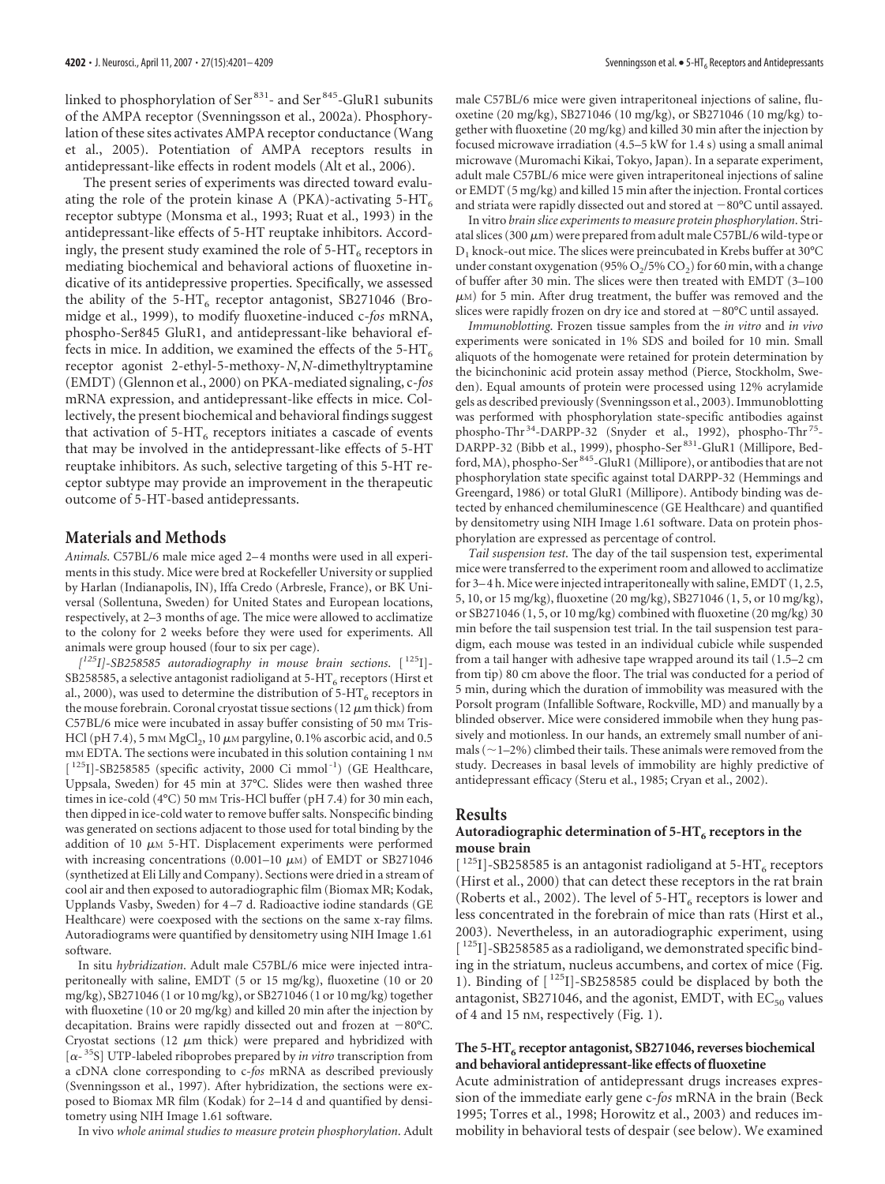linked to phosphorylation of Ser[831]- and Ser[845]-GluR1 subunits of the AMPA receptor (Svenningsson et al., 2002a). Phosphorylation of these sites activates AMPA receptor conductance (Wang et al., 2005). Potentiation of AMPA receptors results in antidepressant-like effects in rodent models (Alt et al., 2006).

The present series of experiments was directed toward evaluating the role of the protein kinase A (PKA)-activating 5-$HT_6$ receptor subtype (Monsma et al., 1993; Ruat et al., 1993) in the antidepressant-like effects of 5-HT reuptake inhibitors. Accordingly, the present study examined the role of 5-$HT_6$ receptors in mediating biochemical and behavioral actions of fluoxetine indicative of its antidepressive properties. Specifically, we assessed the ability of the 5-$HT_6$ receptor antagonist, SB271046 (Bromidge et al., 1999), to modify fluoxetine-induced c-*fos* mRNA, phospho-Ser845 GluR1, and antidepressant-like behavioral effects in mice. In addition, we examined the effects of the 5-$HT_6$ receptor agonist 2-ethyl-5-methoxy-*N*,*N*-dimethyltryptamine (EMDT) (Glennon et al., 2000) on PKA-mediated signaling, c-*fos* mRNA expression, and antidepressant-like effects in mice. Collectively, the present biochemical and behavioral findings suggest that activation of 5-$HT_6$ receptors initiates a cascade of events that may be involved in the antidepressant-like effects of 5-HT reuptake inhibitors. As such, selective targeting of this 5-HT receptor subtype may provide an improvement in the therapeutic outcome of 5-HT-based antidepressants.

## Materials and Methods

*Animals.* C57BL/6 male mice aged 2–4 months were used in all experiments in this study. Mice were bred at Rockefeller University or supplied by Harlan (Indianapolis, IN), Iffa Credo (Arbresle, France), or BK Universal (Sollentuna, Sweden) for United States and European locations, respectively, at 2–3 months of age. The mice were allowed to acclimatize to the colony for 2 weeks before they were used for experiments. All animals were group housed (four to six per cage).

*[$^{125}$I]-SB258585 autoradiography in mouse brain sections.* [$^{125}$I]-SB258585, a selective antagonist radioligand at 5-$HT_6$ receptors (Hirst et al., 2000), was used to determine the distribution of 5-$HT_6$ receptors in the mouse forebrain. Coronal cryostat tissue sections (12 $\mu$m thick) from C57BL/6 mice were incubated in assay buffer consisting of 50 mM Tris-HCl (pH 7.4), 5 mM $MgCl_2$, 10 $\mu$M pargyline, 0.1% ascorbic acid, and 0.5 mM EDTA. The sections were incubated in this solution containing 1 nM [$^{125}$I]-SB258585 (specific activity, 2000 Ci mmol$^{-1}$) (GE Healthcare, Uppsala, Sweden) for 45 min at 37°C. Slides were then washed three times in ice-cold (4°C) 50 mM Tris-HCl buffer (pH 7.4) for 30 min each, then dipped in ice-cold water to remove buffer salts. Nonspecific binding was generated on sections adjacent to those used for total binding by the addition of 10 $\mu$M 5-HT. Displacement experiments were performed with increasing concentrations (0.001–10 $\mu$M) of EMDT or SB271046 (synthetized at Eli Lilly and Company). Sections were dried in a stream of cool air and then exposed to autoradiographic film (Biomax MR; Kodak, Upplands Vasby, Sweden) for 4–7 d. Radioactive iodine standards (GE Healthcare) were coexposed with the sections on the same x-ray films. Autoradiograms were quantified by densitometry using NIH Image 1.61 software.

In situ *hybridization.* Adult male C57BL/6 mice were injected intraperitoneally with saline, EMDT (5 or 15 mg/kg), fluoxetine (10 or 20 mg/kg), SB271046 (1 or 10 mg/kg), or SB271046 (1 or 10 mg/kg) together with fluoxetine (10 or 20 mg/kg) and killed 20 min after the injection by decapitation. Brains were rapidly dissected out and frozen at −80°C. Cryostat sections (12 $\mu$m thick) were prepared and hybridized with [$\alpha$-$^{35}$S] UTP-labeled riboprobes prepared by *in vitro* transcription from a cDNA clone corresponding to c-*fos* mRNA as described previously (Svenningsson et al., 1997). After hybridization, the sections were exposed to Biomax MR film (Kodak) for 2–14 d and quantified by densitometry using NIH Image 1.61 software.

In vivo *whole animal studies to measure protein phosphorylation.* Adult male C57BL/6 mice were given intraperitoneal injections of saline, fluoxetine (20 mg/kg), SB271046 (10 mg/kg), or SB271046 (10 mg/kg) together with fluoxetine (20 mg/kg) and killed 30 min after the injection by focused microwave irradiation (4.5–5 kW for 1.4 s) using a small animal microwave (Muromachi Kikai, Tokyo, Japan). In a separate experiment, adult male C57BL/6 mice were given intraperitoneal injections of saline or EMDT (5 mg/kg) and killed 15 min after the injection. Frontal cortices and striata were rapidly dissected out and stored at −80°C until assayed.

In vitro *brain slice experiments to measure protein phosphorylation.* Striatal slices (300 $\mu$m) were prepared from adult male C57BL/6 wild-type or $D_1$ knock-out mice. The slices were preincubated in Krebs buffer at 30°C under constant oxygenation (95% $O_2$/5% $CO_2$) for 60 min, with a change of buffer after 30 min. The slices were then treated with EMDT (3–100 $\mu$M) for 5 min. After drug treatment, the buffer was removed and the slices were rapidly frozen on dry ice and stored at −80°C until assayed.

*Immunoblotting.* Frozen tissue samples from the *in vitro* and *in vivo* experiments were sonicated in 1% SDS and boiled for 10 min. Small aliquots of the homogenate were retained for protein determination by the bicinchoninic acid protein assay method (Pierce, Stockholm, Sweden). Equal amounts of protein were processed using 12% acrylamide gels as described previously (Svenningsson et al., 2003). Immunoblotting was performed with phosphorylation state-specific antibodies against phospho-Thr[34]-DARPP-32 (Snyder et al., 1992), phospho-Thr[75]-DARPP-32 (Bibb et al., 1999), phospho-Ser[831]-GluR1 (Millipore, Bedford, MA), phospho-Ser[845]-GluR1 (Millipore), or antibodies that are not phosphorylation state specific against total DARPP-32 (Hemmings and Greengard, 1986) or total GluR1 (Millipore). Antibody binding was detected by enhanced chemiluminescence (GE Healthcare) and quantified by densitometry using NIH Image 1.61 software. Data on protein phosphorylation are expressed as percentage of control.

*Tail suspension test.* The day of the tail suspension test, experimental mice were transferred to the experiment room and allowed to acclimatize for 3–4 h. Mice were injected intraperitoneally with saline, EMDT (1, 2.5, 5, 10, or 15 mg/kg), fluoxetine (20 mg/kg), SB271046 (1, 5, or 10 mg/kg), or SB271046 (1, 5, or 10 mg/kg) combined with fluoxetine (20 mg/kg) 30 min before the tail suspension test trial. In the tail suspension test paradigm, each mouse was tested in an individual cubicle while suspended from a tail hanger with adhesive tape wrapped around its tail (1.5–2 cm from tip) 80 cm above the floor. The trial was conducted for a period of 5 min, during which the duration of immobility was measured with the Porsolt program (Infallible Software, Rockville, MD) and manually by a blinded observer. Mice were considered immobile when they hung passively and motionless. In our hands, an extremely small number of animals (~1–2%) climbed their tails. These animals were removed from the study. Decreases in basal levels of immobility are highly predictive of antidepressant efficacy (Steru et al., 1985; Cryan et al., 2002).

## Results

### Autoradiographic determination of 5-$HT_6$ receptors in the mouse brain

[$^{125}$I]-SB258585 is an antagonist radioligand at 5-$HT_6$ receptors (Hirst et al., 2000) that can detect these receptors in the rat brain (Roberts et al., 2002). The level of 5-$HT_6$ receptors is lower and less concentrated in the forebrain of mice than rats (Hirst et al., 2003). Nevertheless, in an autoradiographic experiment, using [$^{125}$I]-SB258585 as a radioligand, we demonstrated specific binding in the striatum, nucleus accumbens, and cortex of mice (Fig. 1). Binding of [$^{125}$I]-SB258585 could be displaced by both the antagonist, SB271046, and the agonist, EMDT, with $EC_{50}$ values of 4 and 15 nM, respectively (Fig. 1).

### The 5-$HT_6$ receptor antagonist, SB271046, reverses biochemical and behavioral antidepressant-like effects of fluoxetine

Acute administration of antidepressant drugs increases expression of the immediate early gene c-*fos* mRNA in the brain (Beck 1995; Torres et al., 1998; Horowitz et al., 2003) and reduces immobility in behavioral tests of despair (see below). We examined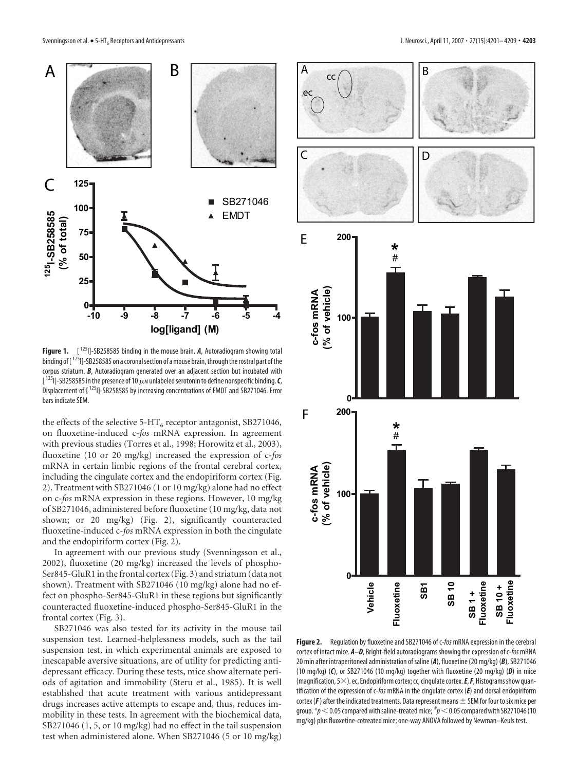**Figure 1.** [$^{125}$I]-SB258585 binding in the mouse brain. ***A***, Autoradiogram showing total binding of [$^{125}$I]-SB258585 on a coronal section of a mouse brain, through the rostral part of the corpus striatum. ***B***, Autoradiogram generated over an adjacent section but incubated with [$^{125}$I]-SB258585 in the presence of 10 $\mu$M unlabeled serotonin to define nonspecific binding. ***C***, Displacement of [$^{125}$I]-SB258585 by increasing concentrations of EMDT and SB271046. Error bars indicate SEM.

the effects of the selective 5-HT$_6$ receptor antagonist, SB271046, on fluoxetine-induced c-*fos* mRNA expression. In agreement with previous studies (Torres et al., 1998; Horowitz et al., 2003), fluoxetine (10 or 20 mg/kg) increased the expression of c-*fos* mRNA in certain limbic regions of the frontal cerebral cortex, including the cingulate cortex and the endopiriform cortex (Fig. 2). Treatment with SB271046 (1 or 10 mg/kg) alone had no effect on c-*fos* mRNA expression in these regions. However, 10 mg/kg of SB271046, administered before fluoxetine (10 mg/kg, data not shown; or 20 mg/kg) (Fig. 2), significantly counteracted fluoxetine-induced c-*fos* mRNA expression in both the cingulate and the endopiriform cortex (Fig. 2).

In agreement with our previous study (Svenningsson et al., 2002), fluoxetine (20 mg/kg) increased the levels of phospho-Ser845-GluR1 in the frontal cortex (Fig. 3) and striatum (data not shown). Treatment with SB271046 (10 mg/kg) alone had no effect on phospho-Ser845-GluR1 in these regions but significantly counteracted fluoxetine-induced phospho-Ser845-GluR1 in the frontal cortex (Fig. 3).

SB271046 was also tested for its activity in the mouse tail suspension test. Learned-helplessness models, such as the tail suspension test, in which experimental animals are exposed to inescapable aversive situations, are of utility for predicting antidepressant efficacy. During these tests, mice show alternate periods of agitation and immobility (Steru et al., 1985). It is well established that acute treatment with various antidepressant drugs increases active attempts to escape and, thus, reduces immobility in these tests. In agreement with the biochemical data, SB271046 (1, 5, or 10 mg/kg) had no effect in the tail suspension test when administered alone. When SB271046 (5 or 10 mg/kg)

**Figure 2.** Regulation by fluoxetine and SB271046 of c-*fos* mRNA expression in the cerebral cortex of intact mice. ***A–D***, Bright-field autoradiograms showing the expression of c-*fos* mRNA 20 min after intraperitoneal administration of saline (***A***), fluoxetine (20 mg/kg) (***B***), SB271046 (10 mg/kg) (***C***), or SB271046 (10 mg/kg) together with fluoxetine (20 mg/kg) (***D***) in mice (magnification, 5×). ec, Endopiriform cortex; cc, cingulate cortex. ***E***, ***F***, Histograms show quantification of the expression of c-*fos* mRNA in the cingulate cortex (***E***) and dorsal endopiriform cortex (***F***) after the indicated treatments. Data represent means ± SEM for four to six mice per group. *$p < 0.05$ compared with saline-treated mice; #$p < 0.05$ compared with SB271046 (10 mg/kg) plus fluoxetine-cotreated mice; one-way ANOVA followed by Newman–Keuls test.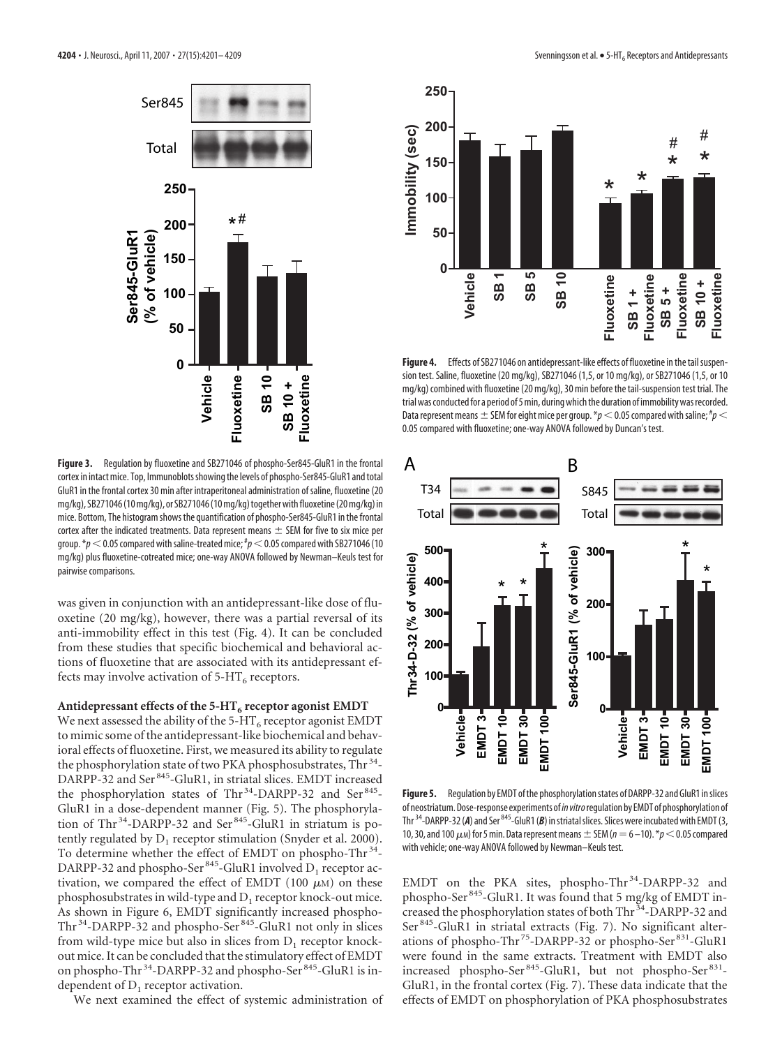**Figure 3.** Regulation by fluoxetine and SB271046 of phospho-Ser845-GluR1 in the frontal cortex in intact mice. Top, Immunoblots showing the levels of phospho-Ser845-GluR1 and total GluR1 in the frontal cortex 30 min after intraperitoneal administration of saline, fluoxetine (20 mg/kg), SB271046 (10 mg/kg), or SB271046 (10 mg/kg) together with fluoxetine (20 mg/kg) in mice. Bottom, The histogram shows the quantification of phospho-Ser845-GluR1 in the frontal cortex after the indicated treatments. Data represent means ± SEM for five to six mice per group. \*$p < 0.05$ compared with saline-treated mice; #$p < 0.05$ compared with SB271046 (10 mg/kg) plus fluoxetine-cotreated mice; one-way ANOVA followed by Newman–Keuls test for pairwise comparisons.

**Figure 4.** Effects of SB271046 on antidepressant-like effects of fluoxetine in the tail suspension test. Saline, fluoxetine (20 mg/kg), SB271046 (1, 5, or 10 mg/kg), or SB271046 (1, 5, or 10 mg/kg) combined with fluoxetine (20 mg/kg), 30 min before the tail-suspension test trial. The trial was conducted for a period of 5 min, during which the duration of immobility was recorded. Data represent means ± SEM for eight mice per group. \*$p < 0.05$ compared with saline; #$p < 0.05$ compared with fluoxetine; one-way ANOVA followed by Duncan's test.

was given in conjunction with an antidepressant-like dose of fluoxetine (20 mg/kg), however, there was a partial reversal of its anti-immobility effect in this test (Fig. 4). It can be concluded from these studies that specific biochemical and behavioral actions of fluoxetine that are associated with its antidepressant effects may involve activation of 5-$HT_6$ receptors.

### Antidepressant effects of the 5-$HT_6$ receptor agonist EMDT

We next assessed the ability of the 5-$HT_6$ receptor agonist EMDT to mimic some of the antidepressant-like biochemical and behavioral effects of fluoxetine. First, we measured its ability to regulate the phosphorylation state of two PKA phosphosubstrates, $Thr^{34}$-DARPP-32 and $Ser^{845}$-GluR1, in striatal slices. EMDT increased the phosphorylation states of $Thr^{34}$-DARPP-32 and $Ser^{845}$-GluR1 in a dose-dependent manner (Fig. 5). The phosphorylation of $Thr^{34}$-DARPP-32 and $Ser^{845}$-GluR1 in striatum is potently regulated by $D_1$ receptor stimulation (Snyder et al. 2000). To determine whether the effect of EMDT on phospho-$Thr^{34}$-DARPP-32 and phospho-$Ser^{845}$-GluR1 involved $D_1$ receptor activation, we compared the effect of EMDT (100 $\mu$M) on these phosphosubstrates in wild-type and $D_1$ receptor knock-out mice. As shown in Figure 6, EMDT significantly increased phospho-$Thr^{34}$-DARPP-32 and phospho-$Ser^{845}$-GluR1 not only in slices from wild-type mice but also in slices from $D_1$ receptor knockout mice. It can be concluded that the stimulatory effect of EMDT on phospho-$Thr^{34}$-DARPP-32 and phospho-$Ser^{845}$-GluR1 is independent of $D_1$ receptor activation.

We next examined the effect of systemic administration of EMDT on the PKA sites, phospho-$Thr^{34}$-DARPP-32 and phospho-$Ser^{845}$-GluR1. It was found that 5 mg/kg of EMDT increased the phosphorylation states of both $Thr^{34}$-DARPP-32 and $Ser^{845}$-GluR1 in striatal extracts (Fig. 7). No significant alterations of phospho-$Thr^{75}$-DARPP-32 or phospho-$Ser^{831}$-GluR1 were found in the same extracts. Treatment with EMDT also increased phospho-$Ser^{845}$-GluR1, but not phospho-$Ser^{831}$-GluR1, in the frontal cortex (Fig. 7). These data indicate that the effects of EMDT on phosphorylation of PKA phosphosubstrates

**Figure 5.** Regulation by EMDT of the phosphorylation states of DARPP-32 and GluR1 in slices of neostriatum. Dose-response experiments of *in vitro* regulation by EMDT of phosphorylation of $Thr^{34}$-DARPP-32 (***A***) and $Ser^{845}$-GluR1 (***B***) in striatal slices. Slices were incubated with EMDT (3, 10, 30, and 100 $\mu$M) for 5 min. Data represent means ± SEM ($n$ = 6–10). \*$p < 0.05$ compared with vehicle; one-way ANOVA followed by Newman–Keuls test.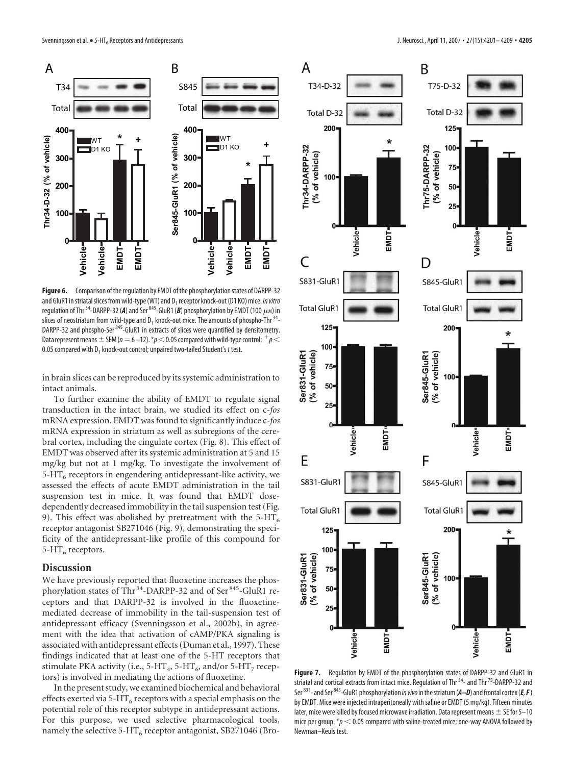**Figure 6.** Comparison of the regulation by EMDT of the phosphorylation states of DARPP-32 and GluR1 in striatal slices from wild-type (WT) and $D_1$ receptor knock-out (D1 KO) mice. *In vitro* regulation of Thr[34]-DARPP-32 (***A***) and Ser[845]-GluR1 (***B***) phosphorylation by EMDT (100 $\mu$M) in slices of neostriatum from wild-type and $D_1$ knock-out mice. The amounts of phospho-Thr[34]-DARPP-32 and phospho-Ser[845]-GluR1 in extracts of slices were quantified by densitometry. Data represent means ± SEM ($n = 6$–12). $*p < 0.05$ compared with wild-type control; $^{+}p < 0.05$ compared with $D_1$ knock-out control; unpaired two-tailed Student's *t* test.

in brain slices can be reproduced by its systemic administration to intact animals.

To further examine the ability of EMDT to regulate signal transduction in the intact brain, we studied its effect on c-*fos* mRNA expression. EMDT was found to significantly induce c-*fos* mRNA expression in striatum as well as subregions of the cerebral cortex, including the cingulate cortex (Fig. 8). This effect of EMDT was observed after its systemic administration at 5 and 15 mg/kg but not at 1 mg/kg. To investigate the involvement of 5-$HT_6$ receptors in engendering antidepressant-like activity, we assessed the effects of acute EMDT administration in the tail suspension test in mice. It was found that EMDT dose-dependently decreased immobility in the tail suspension test (Fig. 9). This effect was abolished by pretreatment with the 5-$HT_6$ receptor antagonist SB271046 (Fig. 9), demonstrating the specificity of the antidepressant-like profile of this compound for 5-$HT_6$ receptors.

## Discussion

We have previously reported that fluoxetine increases the phosphorylation states of Thr[34]-DARPP-32 and of Ser[845]-GluR1 receptors and that DARPP-32 is involved in the fluoxetine-mediated decrease of immobility in the tail-suspension test of antidepressant efficacy (Svenningsson et al., 2002b), in agreement with the idea that activation of cAMP/PKA signaling is associated with antidepressant effects (Duman et al., 1997). These findings indicated that at least one of the 5-HT receptors that stimulate PKA activity (i.e., 5-$HT_4$, 5-$HT_6$, and/or 5-$HT_7$ receptors) is involved in mediating the actions of fluoxetine.

In the present study, we examined biochemical and behavioral effects exerted via 5-$HT_6$ receptors with a special emphasis on the potential role of this receptor subtype in antidepressant actions. For this purpose, we used selective pharmacological tools, namely the selective 5-$HT_6$ receptor antagonist, SB271046 (Bro-

**Figure 7.** Regulation by EMDT of the phosphorylation states of DARPP-32 and GluR1 in striatal and cortical extracts from intact mice. Regulation of Thr[34]- and Thr[75]-DARPP-32 and Ser[831]- and Ser[845]-GluR1 phosphorylation *in vivo* in the striatum (***A–D***) and frontal cortex (***E, F***) by EMDT. Mice were injected intraperitoneally with saline or EMDT (5 mg/kg). Fifteen minutes later, mice were killed by focused microwave irradiation. Data represent means ± SE for 5–10 mice per group. $*p < 0.05$ compared with saline-treated mice; one-way ANOVA followed by Newman–Keuls test.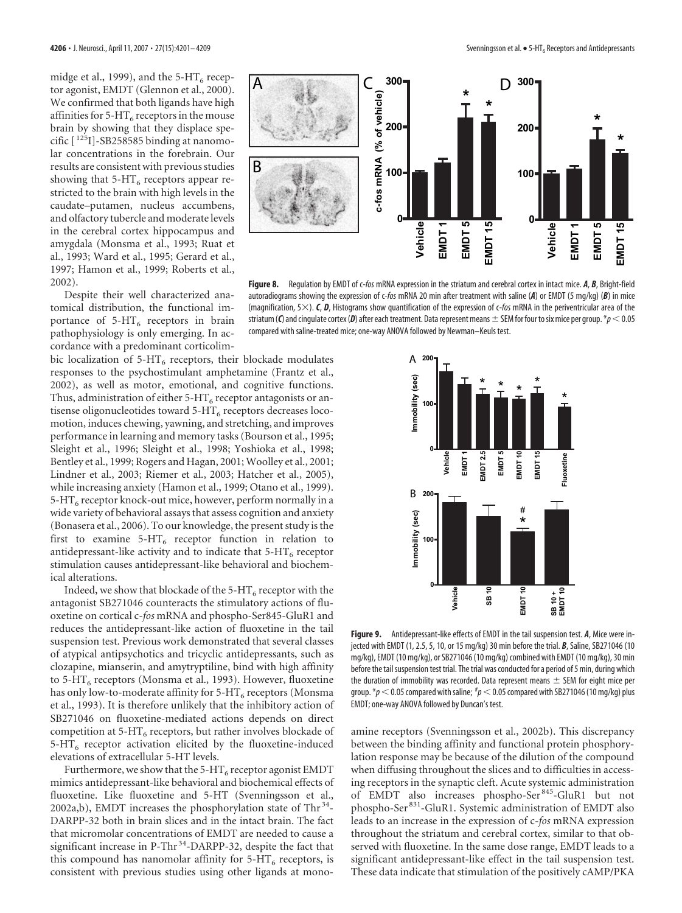midge et al., 1999), and the 5-$HT_6$ receptor agonist, EMDT (Glennon et al., 2000). We confirmed that both ligands have high affinities for 5-$HT_6$ receptors in the mouse brain by showing that they displace specific [$^{125}$I]-SB258585 binding at nanomolar concentrations in the forebrain. Our results are consistent with previous studies showing that 5-$HT_6$ receptors appear restricted to the brain with high levels in the caudate–putamen, nucleus accumbens, and olfactory tubercle and moderate levels in the cerebral cortex hippocampus and amygdala (Monsma et al., 1993; Ruat et al., 1993; Ward et al., 1995; Gerard et al., 1997; Hamon et al., 1999; Roberts et al., 2002).

Despite their well characterized anatomical distribution, the functional importance of 5-$HT_6$ receptors in brain pathophysiology is only emerging. In accordance with a predominant corticolimbic localization of 5-$HT_6$ receptors, their blockade modulates responses to the psychostimulant amphetamine (Frantz et al., 2002), as well as motor, emotional, and cognitive functions. Thus, administration of either 5-$HT_6$ receptor antagonists or antisense oligonucleotides toward 5-$HT_6$ receptors decreases locomotion, induces chewing, yawning, and stretching, and improves performance in learning and memory tasks (Bourson et al., 1995; Sleight et al., 1996; Sleight et al., 1998; Yoshioka et al., 1998; Bentley et al., 1999; Rogers and Hagan, 2001; Woolley et al., 2001; Lindner et al., 2003; Riemer et al., 2003; Hatcher et al., 2005), while increasing anxiety (Hamon et al., 1999; Otano et al., 1999). 5-$HT_6$ receptor knock-out mice, however, perform normally in a wide variety of behavioral assays that assess cognition and anxiety (Bonasera et al., 2006). To our knowledge, the present study is the first to examine 5-$HT_6$ receptor function in relation to antidepressant-like activity and to indicate that 5-$HT_6$ receptor stimulation causes antidepressant-like behavioral and biochemical alterations.

Indeed, we show that blockade of the 5-$HT_6$ receptor with the antagonist SB271046 counteracts the stimulatory actions of fluoxetine on cortical c-*fos* mRNA and phospho-Ser845-GluR1 and reduces the antidepressant-like action of fluoxetine in the tail suspension test. Previous work demonstrated that several classes of atypical antipsychotics and tricyclic antidepressants, such as clozapine, mianserin, and amytryptiline, bind with high affinity to 5-$HT_6$ receptors (Monsma et al., 1993). However, fluoxetine has only low-to-moderate affinity for 5-$HT_6$ receptors (Monsma et al., 1993). It is therefore unlikely that the inhibitory action of SB271046 on fluoxetine-mediated actions depends on direct competition at 5-$HT_6$ receptors, but rather involves blockade of 5-$HT_6$ receptor activation elicited by the fluoxetine-induced elevations of extracellular 5-HT levels.

Furthermore, we show that the 5-$HT_6$ receptor agonist EMDT mimics antidepressant-like behavioral and biochemical effects of fluoxetine. Like fluoxetine and 5-HT (Svenningsson et al., 2002a,b), EMDT increases the phosphorylation state of $Thr^{34}$-DARPP-32 both in brain slices and in the intact brain. The fact that micromolar concentrations of EMDT are needed to cause a significant increase in P-$Thr^{34}$-DARPP-32, despite the fact that this compound has nanomolar affinity for 5-$HT_6$ receptors, is consistent with previous studies using other ligands at monoamine receptors (Svenningsson et al., 2002b). This discrepancy between the binding affinity and functional protein phosphorylation response may be because of the dilution of the compound when diffusing throughout the slices and to difficulties in accessing receptors in the synaptic cleft. Acute systemic administration of EMDT also increases phospho-$Ser^{845}$-GluR1 but not phospho-$Ser^{831}$-GluR1. Systemic administration of EMDT also leads to an increase in the expression of c-*fos* mRNA expression throughout the striatum and cerebral cortex, similar to that observed with fluoxetine. In the same dose range, EMDT leads to a significant antidepressant-like effect in the tail suspension test. These data indicate that stimulation of the positively cAMP/PKA

**Figure 8.** Regulation by EMDT of c-*fos* mRNA expression in the striatum and cerebral cortex in intact mice. ***A***, ***B***, Bright-field autoradiograms showing the expression of c-*fos* mRNA 20 min after treatment with saline (***A***) or EMDT (5 mg/kg) (***B***) in mice (magnification, 5×). ***C***, ***D***, Histograms show quantification of the expression of c-*fos* mRNA in the periventricular area of the striatum (***C***) and cingulate cortex (***D***) after each treatment. Data represent means ± SEM for four to six mice per group. *$p < 0.05$ compared with saline-treated mice; one-way ANOVA followed by Newman–Keuls test.

**Figure 9.** Antidepressant-like effects of EMDT in the tail suspension test. ***A***, Mice were injected with EMDT (1, 2.5, 5, 10, or 15 mg/kg) 30 min before the trial. ***B***, Saline, SB271046 (10 mg/kg), EMDT (10 mg/kg), or SB271046 (10 mg/kg) combined with EMDT (10 mg/kg), 30 min before the tail suspension test trial. The trial was conducted for a period of 5 min, during which the duration of immobility was recorded. Data represent means ± SEM for eight mice per group. *$p < 0.05$ compared with saline; #$p < 0.05$ compared with SB271046 (10 mg/kg) plus EMDT; one-way ANOVA followed by Duncan's test.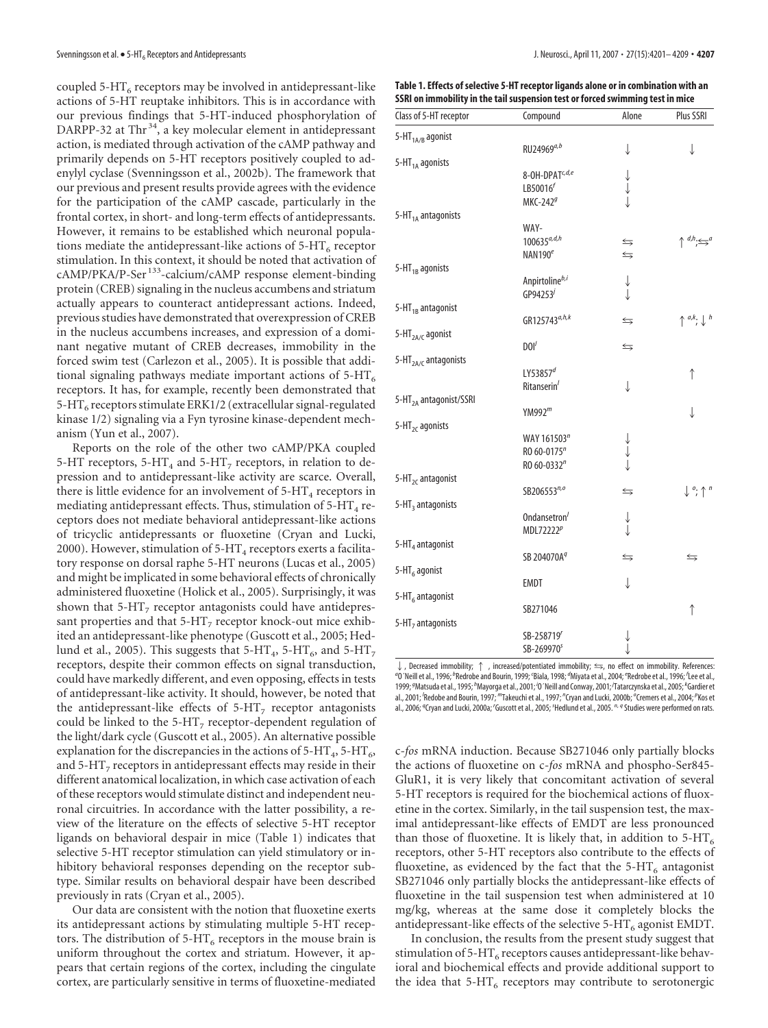coupled $5\text{-HT}_6$ receptors may be involved in antidepressant-like actions of 5-HT reuptake inhibitors. This is in accordance with our previous findings that 5-HT-induced phosphorylation of DARPP-32 at $\text{Thr}^{34}$, a key molecular element in antidepressant action, is mediated through activation of the cAMP pathway and primarily depends on 5-HT receptors positively coupled to adenylyl cyclase (Svenningsson et al., 2002b). The framework that our previous and present results provide agrees with the evidence for the participation of the cAMP cascade, particularly in the frontal cortex, in short- and long-term effects of antidepressants. However, it remains to be established which neuronal populations mediate the antidepressant-like actions of $5\text{-HT}_6$ receptor stimulation. In this context, it should be noted that activation of cAMP/PKA/P-$\text{Ser}^{133}$-calcium/cAMP response element-binding protein (CREB) signaling in the nucleus accumbens and striatum actually appears to counteract antidepressant actions. Indeed, previous studies have demonstrated that overexpression of CREB in the nucleus accumbens increases, and expression of a dominant negative mutant of CREB decreases, immobility in the forced swim test (Carlezon et al., 2005). It is possible that additional signaling pathways mediate important actions of $5\text{-HT}_6$ receptors. It has, for example, recently been demonstrated that $5\text{-HT}_6$ receptors stimulate ERK1/2 (extracellular signal-regulated kinase 1/2) signaling via a Fyn tyrosine kinase-dependent mechanism (Yun et al., 2007).

Reports on the role of the other two cAMP/PKA coupled 5-HT receptors, $5\text{-HT}_4$ and $5\text{-HT}_7$ receptors, in relation to depression and to antidepressant-like activity are scarce. Overall, there is little evidence for an involvement of $5\text{-HT}_4$ receptors in mediating antidepressant effects. Thus, stimulation of $5\text{-HT}_4$ receptors does not mediate behavioral antidepressant-like actions of tricyclic antidepressants or fluoxetine (Cryan and Lucki, 2000). However, stimulation of $5\text{-HT}_4$ receptors exerts a facilitatory response on dorsal raphe 5-HT neurons (Lucas et al., 2005) and might be implicated in some behavioral effects of chronically administered fluoxetine (Holick et al., 2005). Surprisingly, it was shown that $5\text{-HT}_7$ receptor antagonists could have antidepressant properties and that $5\text{-HT}_7$ receptor knock-out mice exhibited an antidepressant-like phenotype (Guscott et al., 2005; Hedlund et al., 2005). This suggests that $5\text{-HT}_4$, $5\text{-HT}_6$, and $5\text{-HT}_7$ receptors, despite their common effects on signal transduction, could have markedly different, and even opposing, effects in tests of antidepressant-like activity. It should, however, be noted that the antidepressant-like effects of $5\text{-HT}_7$ receptor antagonists could be linked to the $5\text{-HT}_7$ receptor-dependent regulation of the light/dark cycle (Guscott et al., 2005). An alternative possible explanation for the discrepancies in the actions of $5\text{-HT}_4$, $5\text{-HT}_6$, and $5\text{-HT}_7$ receptors in antidepressant effects may reside in their different anatomical localization, in which case activation of each of these receptors would stimulate distinct and independent neuronal circuitries. In accordance with the latter possibility, a review of the literature on the effects of selective 5-HT receptor ligands on behavioral despair in mice (Table 1) indicates that selective 5-HT receptor stimulation can yield stimulatory or inhibitory behavioral responses depending on the receptor subtype. Similar results on behavioral despair have been described previously in rats (Cryan et al., 2005).

Our data are consistent with the notion that fluoxetine exerts its antidepressant actions by stimulating multiple 5-HT receptors. The distribution of $5\text{-HT}_6$ receptors in the mouse brain is uniform throughout the cortex and striatum. However, it appears that certain regions of the cortex, including the cingulate cortex, are particularly sensitive in terms of fluoxetine-mediated c-*fos* mRNA induction. Because SB271046 only partially blocks the actions of fluoxetine on c-*fos* mRNA and phospho-Ser845-GluR1, it is very likely that concomitant activation of several 5-HT receptors is required for the biochemical actions of fluoxetine in the cortex. Similarly, in the tail suspension test, the maximal antidepressant-like effects of EMDT are less pronounced than those of fluoxetine. It is likely that, in addition to $5\text{-HT}_6$ receptors, other 5-HT receptors also contribute to the effects of fluoxetine, as evidenced by the fact that the $5\text{-HT}_6$ antagonist SB271046 only partially blocks the antidepressant-like effects of fluoxetine in the tail suspension test when administered at 10 mg/kg, whereas at the same dose it completely blocks the antidepressant-like effects of the selective $5\text{-HT}_6$ agonist EMDT.

In conclusion, the results from the present study suggest that stimulation of $5\text{-HT}_6$ receptors causes antidepressant-like behavioral and biochemical effects and provide additional support to the idea that $5\text{-HT}_6$ receptors may contribute to serotonergic

**Table 1. Effects of selective 5-HT receptor ligands alone or in combination with an SSRI on immobility in the tail suspension test or forced swimming test in mice**

| Class of 5-HT receptor | Compound | Alone | Plus SSRI |
|---|---|---|---|
| $5\text{-HT}_{1A/B}$ agonist | | | |
| | RU24969[a,b] | ↓ | ↓ |
| $5\text{-HT}_{1A}$ agonists | | | |
| | 8-OH-DPAT[c,d,e] | ↓ | |
| | LB50016[f] | ↓ | |
| | MKC-242[g] | ↓ | |
| $5\text{-HT}_{1A}$ antagonists | | | |
| | WAY-100635[a,d,h] | ⇆ | ↑ [d,h]; ⇆ [a] |
| | NAN190[e] | ⇆ | |
| $5\text{-HT}_{1B}$ agonists | | | |
| | Anpirtoline[b,i] | ↓ | |
| | GP94253[j] | ↓ | |
| $5\text{-HT}_{1B}$ antagonist | | | |
| | GR125743[a,h,k] | ⇆ | ↑ [a,k]; ↓ [h] |
| $5\text{-HT}_{2A/C}$ agonist | | | |
| | DOI[l] | ⇆ | |
| $5\text{-HT}_{2A/C}$ antagonists | | | |
| | LY53857[d] | | ↑ |
| | Ritanserin[l] | ↓ | |
| $5\text{-HT}_{2A}$ antagonist/SSRI | | | |
| | YM992[m] | | ↓ |
| $5\text{-HT}_{2C}$ agonists | | | |
| | WAY 161503[n] | ↓ | |
| | RO 60-0175[n] | ↓ | |
| | RO 60-0332[n] | ↓ | |
| $5\text{-HT}_{2C}$ antagonist | | | |
| | SB206553[n,o] | ⇆ | ↓ [o]; ↑ [n] |
| $5\text{-HT}_3$ antagonists | | | |
| | Ondansetron[l] | ↓ | |
| | MDL72222[p] | ↓ | |
| $5\text{-HT}_4$ antagonist | | | |
| | SB 204070A[q] | ⇆ | ⇆ |
| $5\text{-HT}_6$ agonist | | | |
| | EMDT | ↓ | |
| $5\text{-HT}_6$ antagonist | | | |
| | SB271046 | | ↑ |
| $5\text{-HT}_7$ antagonists | | | |
| | SB-258719[r] | ↓ | |
| | SB-269970[s] | ↓ | |

↓, Decreased immobility; ↑, increased/potentiated immobility; ⇆, no effect on immobility. References: [a]O´Neill et al., 1996; [b]Redrobe and Bourin, 1999; [c]Biala, 1998; [d]Miyata et al., 2004; [e]Redrobe et al., 1996; [f]Lee et al., 1999; [g]Matsuda et al., 1995; [h]Mayorga et al., 2001; [i]O´Neill and Conway, 2001; [j]Tatarczynska et al., 2005; [k]Gardier et al., 2001; [l]Redobe and Bourin, 1997; [m]Takeuchi et al., 1997; [n]Cryan and Lucki, 2000b; [o]Cremers et al., 2004; [p]Kos et al., 2006; [q]Cryan and Lucki, 2000a; [r]Guscott et al., 2005; [s]Hedlund et al., 2005. [n, q] Studies were performed on rats.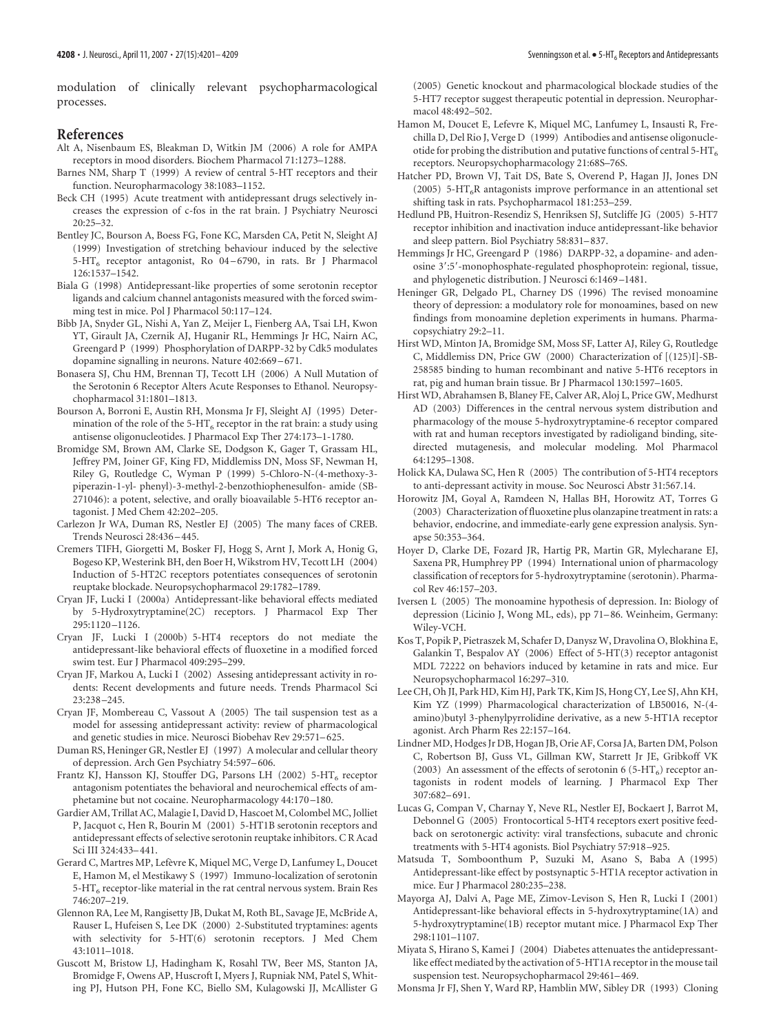modulation of clinically relevant psychopharmacological processes.

## References

Alt A, Nisenbaum ES, Bleakman D, Witkin JM (2006) A role for AMPA receptors in mood disorders. Biochem Pharmacol 71:1273–1288.

Barnes NM, Sharp T (1999) A review of central 5-HT receptors and their function. Neuropharmacology 38:1083–1152.

Beck CH (1995) Acute treatment with antidepressant drugs selectively increases the expression of c-fos in the rat brain. J Psychiatry Neurosci 20:25–32.

Bentley JC, Bourson A, Boess FG, Fone KC, Marsden CA, Petit N, Sleight AJ (1999) Investigation of stretching behaviour induced by the selective 5-$HT_6$ receptor antagonist, Ro 04–6790, in rats. Br J Pharmacol 126:1537–1542.

Biala G (1998) Antidepressant-like properties of some serotonin receptor ligands and calcium channel antagonists measured with the forced swimming test in mice. Pol J Pharmacol 50:117–124.

Bibb JA, Snyder GL, Nishi A, Yan Z, Meijer L, Fienberg AA, Tsai LH, Kwon YT, Girault JA, Czernik AJ, Huganir RL, Hemmings Jr HC, Nairn AC, Greengard P (1999) Phosphorylation of DARPP-32 by Cdk5 modulates dopamine signalling in neurons. Nature 402:669–671.

Bonasera SJ, Chu HM, Brennan TJ, Tecott LH (2006) A Null Mutation of the Serotonin 6 Receptor Alters Acute Responses to Ethanol. Neuropsychopharmacol 31:1801–1813.

Bourson A, Borroni E, Austin RH, Monsma Jr FJ, Sleight AJ (1995) Determination of the role of the 5-$HT_6$ receptor in the rat brain: a study using antisense oligonucleotides. J Pharmacol Exp Ther 274:173–1-1780.

Bromidge SM, Brown AM, Clarke SE, Dodgson K, Gager T, Grassam HL, Jeffrey PM, Joiner GF, King FD, Middlemiss DN, Moss SF, Newman H, Riley G, Routledge C, Wyman P (1999) 5-Chloro-N-(4-methoxy-3-piperazin-1-yl- phenyl)-3-methyl-2-benzothiophenesulfon- amide (SB-271046): a potent, selective, and orally bioavailable 5-HT6 receptor antagonist. J Med Chem 42:202–205.

Carlezon Jr WA, Duman RS, Nestler EJ (2005) The many faces of CREB. Trends Neurosci 28:436–445.

Cremers TIFH, Giorgetti M, Bosker FJ, Hogg S, Arnt J, Mork A, Honig G, Bogeso KP, Westerink BH, den Boer H, Wikstrom HV, Tecott LH (2004) Induction of 5-HT2C receptors potentiates consequences of serotonin reuptake blockade. Neuropsychopharmacol 29:1782–1789.

Cryan JF, Lucki I (2000a) Antidepressant-like behavioral effects mediated by 5-Hydroxytryptamine(2C) receptors. J Pharmacol Exp Ther 295:1120–1126.

Cryan JF, Lucki I (2000b) 5-HT4 receptors do not mediate the antidepressant-like behavioral effects of fluoxetine in a modified forced swim test. Eur J Pharmacol 409:295–299.

Cryan JF, Markou A, Lucki I (2002) Assesing antidepressant activity in rodents: Recent developments and future needs. Trends Pharmacol Sci 23:238–245.

Cryan JF, Mombereau C, Vassout A (2005) The tail suspension test as a model for assessing antidepressant activity: review of pharmacological and genetic studies in mice. Neurosci Biobehav Rev 29:571–625.

Duman RS, Heninger GR, Nestler EJ (1997) A molecular and cellular theory of depression. Arch Gen Psychiatry 54:597–606.

Frantz KJ, Hansson KJ, Stouffer DG, Parsons LH (2002) 5-$HT_6$ receptor antagonism potentiates the behavioral and neurochemical effects of amphetamine but not cocaine. Neuropharmacology 44:170–180.

Gardier AM, Trillat AC, Malagie I, David D, Hascoet M, Colombel MC, Jolliet P, Jacquot c, Hen R, Bourin M (2001) 5-HT1B serotonin receptors and antidepressant effects of selective serotonin reuptake inhibitors. C R Acad Sci III 324:433–441.

Gerard C, Martres MP, Lefèvre K, Miquel MC, Verge D, Lanfumey L, Doucet E, Hamon M, el Mestikawy S (1997) Immuno-localization of serotonin 5-$HT_6$ receptor-like material in the rat central nervous system. Brain Res 746:207–219.

Glennon RA, Lee M, Rangisetty JB, Dukat M, Roth BL, Savage JE, McBride A, Rauser L, Hufeisen S, Lee DK (2000) 2-Substituted tryptamines: agents with selectivity for 5-HT(6) serotonin receptors. J Med Chem 43:1011–1018.

Guscott M, Bristow LJ, Hadingham K, Rosahl TW, Beer MS, Stanton JA, Bromidge F, Owens AP, Huscroft I, Myers J, Rupniak NM, Patel S, Whiting PJ, Hutson PH, Fone KC, Biello SM, Kulagowski JJ, McAllister G (2005) Genetic knockout and pharmacological blockade studies of the 5-HT7 receptor suggest therapeutic potential in depression. Neuropharmacol 48:492–502.

Hamon M, Doucet E, Lefevre K, Miquel MC, Lanfumey L, Insausti R, Frechilla D, Del Rio J, Verge D (1999) Antibodies and antisense oligonucleotide for probing the distribution and putative functions of central 5-$HT_6$ receptors. Neuropsychopharmacology 21:68S–76S.

Hatcher PD, Brown VJ, Tait DS, Bate S, Overend P, Hagan JJ, Jones DN (2005) 5-$HT_6$R antagonists improve performance in an attentional set shifting task in rats. Psychopharmacol 181:253–259.

Hedlund PB, Huitron-Resendiz S, Henriksen SJ, Sutcliffe JG (2005) 5-HT7 receptor inhibition and inactivation induce antidepressant-like behavior and sleep pattern. Biol Psychiatry 58:831–837.

Hemmings Jr HC, Greengard P (1986) DARPP-32, a dopamine- and adenosine 3′:5′-monophosphate-regulated phosphoprotein: regional, tissue, and phylogenetic distribution. J Neurosci 6:1469–1481.

Heninger GR, Delgado PL, Charney DS (1996) The revised monoamine theory of depression: a modulatory role for monoamines, based on new findings from monoamine depletion experiments in humans. Pharmacopsychiatry 29:2–11.

Hirst WD, Minton JA, Bromidge SM, Moss SF, Latter AJ, Riley G, Routledge C, Middlemiss DN, Price GW (2000) Characterization of [(125)I]-SB-258585 binding to human recombinant and native 5-HT6 receptors in rat, pig and human brain tissue. Br J Pharmacol 130:1597–1605.

Hirst WD, Abrahamsen B, Blaney FE, Calver AR, Aloj L, Price GW, Medhurst AD (2003) Differences in the central nervous system distribution and pharmacology of the mouse 5-hydroxytryptamine-6 receptor compared with rat and human receptors investigated by radioligand binding, site-directed mutagenesis, and molecular modeling. Mol Pharmacol 64:1295–1308.

Holick KA, Dulawa SC, Hen R (2005) The contribution of 5-HT4 receptors to anti-depressant activity in mouse. Soc Neurosci Abstr 31:567.14.

Horowitz JM, Goyal A, Ramdeen N, Hallas BH, Horowitz AT, Torres G (2003) Characterization of fluoxetine plus olanzapine treatment in rats: a behavior, endocrine, and immediate-early gene expression analysis. Synapse 50:353–364.

Hoyer D, Clarke DE, Fozard JR, Hartig PR, Martin GR, Mylecharane EJ, Saxena PR, Humphrey PP (1994) International union of pharmacology classification of receptors for 5-hydroxytryptamine (serotonin). Pharmacol Rev 46:157–203.

Iversen L (2005) The monoamine hypothesis of depression. In: Biology of depression (Licinio J, Wong ML, eds), pp 71–86. Weinheim, Germany: Wiley-VCH.

Kos T, Popik P, Pietraszek M, Schafer D, Danysz W, Dravolina O, Blokhina E, Galankin T, Bespalov AY (2006) Effect of 5-HT(3) receptor antagonist MDL 72222 on behaviors induced by ketamine in rats and mice. Eur Neuropsychopharmacol 16:297–310.

Lee CH, Oh JI, Park HD, Kim HJ, Park TK, Kim JS, Hong CY, Lee SJ, Ahn KH, Kim YZ (1999) Pharmacological characterization of LB50016, N-(4-amino)butyl 3-phenylpyrrolidine derivative, as a new 5-HT1A receptor agonist. Arch Pharm Res 22:157–164.

Lindner MD, Hodges Jr DB, Hogan JB, Orie AF, Corsa JA, Barten DM, Polson C, Robertson BJ, Guss VL, Gillman KW, Starrett Jr JE, Gribkoff VK (2003) An assessment of the effects of serotonin 6 (5-$HT_6$) receptor antagonists in rodent models of learning. J Pharmacol Exp Ther 307:682–691.

Lucas G, Compan V, Charnay Y, Neve RL, Nestler EJ, Bockaert J, Barrot M, Debonnel G (2005) Frontocortical 5-HT4 receptors exert positive feedback on serotonergic activity: viral transfections, subacute and chronic treatments with 5-HT4 agonists. Biol Psychiatry 57:918–925.

Matsuda T, Somboonthum P, Suzuki M, Asano S, Baba A (1995) Antidepressant-like effect by postsynaptic 5-HT1A receptor activation in mice. Eur J Pharmacol 280:235–238.

Mayorga AJ, Dalvi A, Page ME, Zimov-Levison S, Hen R, Lucki I (2001) Antidepressant-like behavioral effects in 5-hydroxytryptamine(1A) and 5-hydroxytryptamine(1B) receptor mutant mice. J Pharmacol Exp Ther 298:1101–1107.

Miyata S, Hirano S, Kamei J (2004) Diabetes attenuates the antidepressant-like effect mediated by the activation of 5-HT1A receptor in the mouse tail suspension test. Neuropsychopharmacol 29:461–469.

Monsma Jr FJ, Shen Y, Ward RP, Hamblin MW, Sibley DR (1993) Cloning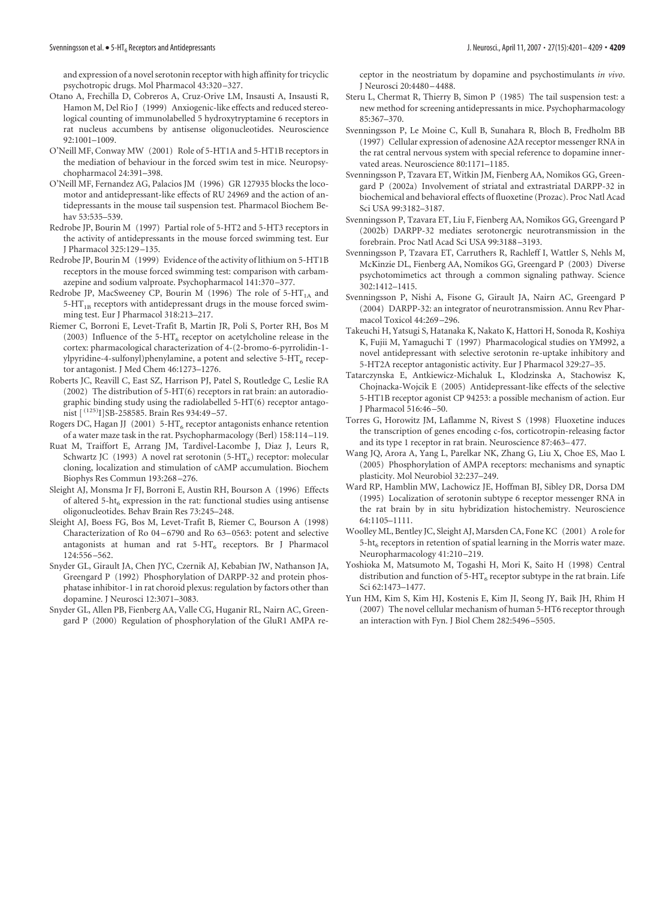and expression of a novel serotonin receptor with high affinity for tricyclic psychotropic drugs. Mol Pharmacol 43:320–327.

Otano A, Frechilla D, Cobreros A, Cruz-Orive LM, Insausti A, Insausti R, Hamon M, Del Rio J (1999) Anxiogenic-like effects and reduced stereological counting of immunolabelled 5 hydroxytryptamine 6 receptors in rat nucleus accumbens by antisense oligonucleotides. Neuroscience 92:1001–1009.

O'Neill MF, Conway MW (2001) Role of 5-HT1A and 5-HT1B receptors in the mediation of behaviour in the forced swim test in mice. Neuropsychopharmacol 24:391–398.

O'Neill MF, Fernandez AG, Palacios JM (1996) GR 127935 blocks the locomotor and antidepressant-like effects of RU 24969 and the action of antidepressants in the mouse tail suspension test. Pharmacol Biochem Behav 53:535–539.

Redrobe JP, Bourin M (1997) Partial role of 5-HT2 and 5-HT3 receptors in the activity of antidepressants in the mouse forced swimming test. Eur J Pharmacol 325:129–135.

Redrobe JP, Bourin M (1999) Evidence of the activity of lithium on 5-HT1B receptors in the mouse forced swimming test: comparison with carbamazepine and sodium valproate. Psychopharmacol 141:370–377.

Redrobe JP, MacSweeney CP, Bourin M (1996) The role of $5\text{-HT}_{1A}$ and $5\text{-HT}_{1B}$ receptors with antidepressant drugs in the mouse forced swimming test. Eur J Pharmacol 318:213–217.

Riemer C, Borroni E, Levet-Trafit B, Martin JR, Poli S, Porter RH, Bos M (2003) Influence of the $5\text{-HT}_6$ receptor on acetylcholine release in the cortex: pharmacological characterization of 4-(2-bromo-6-pyrrolidin-1-ylpyridine-4-sulfonyl)phenylamine, a potent and selective $5\text{-HT}_6$ receptor antagonist. J Med Chem 46:1273–1276.

Roberts JC, Reavill C, East SZ, Harrison PJ, Patel S, Routledge C, Leslie RA (2002) The distribution of 5-HT(6) receptors in rat brain: an autoradiographic binding study using the radiolabelled 5-HT(6) receptor antagonist $[^{(125)}\text{I}]$SB-258585. Brain Res 934:49–57.

Rogers DC, Hagan JJ (2001) $5\text{-HT}_6$ receptor antagonists enhance retention of a water maze task in the rat. Psychopharmacology (Berl) 158:114–119.

Ruat M, Traiffort E, Arrang JM, Tardivel-Lacombe J, Diaz J, Leurs R, Schwartz JC (1993) A novel rat serotonin ($5\text{-HT}_6$) receptor: molecular cloning, localization and stimulation of cAMP accumulation. Biochem Biophys Res Commun 193:268–276.

Sleight AJ, Monsma Jr FJ, Borroni E, Austin RH, Bourson A (1996) Effects of altered $5\text{-ht}_6$ expression in the rat: functional studies using antisense oligonucleotides. Behav Brain Res 73:245–248.

Sleight AJ, Boess FG, Bos M, Levet-Trafit B, Riemer C, Bourson A (1998) Characterization of Ro 04–6790 and Ro 63–0563: potent and selective antagonists at human and rat $5\text{-HT}_6$ receptors. Br J Pharmacol 124:556–562.

Snyder GL, Girault JA, Chen JYC, Czernik AJ, Kebabian JW, Nathanson JA, Greengard P (1992) Phosphorylation of DARPP-32 and protein phosphatase inhibitor-1 in rat choroid plexus: regulation by factors other than dopamine. J Neurosci 12:3071–3083.

Snyder GL, Allen PB, Fienberg AA, Valle CG, Huganir RL, Nairn AC, Greengard P (2000) Regulation of phosphorylation of the GluR1 AMPA receptor in the neostriatum by dopamine and psychostimulants *in vivo*. J Neurosci 20:4480–4488.

Steru L, Chermat R, Thierry B, Simon P (1985) The tail suspension test: a new method for screening antidepressants in mice. Psychopharmacology 85:367–370.

Svenningsson P, Le Moine C, Kull B, Sunahara R, Bloch B, Fredholm BB (1997) Cellular expression of adenosine A2A receptor messenger RNA in the rat central nervous system with special reference to dopamine innervated areas. Neuroscience 80:1171–1185.

Svenningsson P, Tzavara ET, Witkin JM, Fienberg AA, Nomikos GG, Greengard P (2002a) Involvement of striatal and extrastriatal DARPP-32 in biochemical and behavioral effects of fluoxetine (Prozac). Proc Natl Acad Sci USA 99:3182–3187.

Svenningsson P, Tzavara ET, Liu F, Fienberg AA, Nomikos GG, Greengard P (2002b) DARPP-32 mediates serotonergic neurotransmission in the forebrain. Proc Natl Acad Sci USA 99:3188–3193.

Svenningsson P, Tzavara ET, Carruthers R, Rachleff I, Wattler S, Nehls M, McKinzie DL, Fienberg AA, Nomikos GG, Greengard P (2003) Diverse psychotomimetics act through a common signaling pathway. Science 302:1412–1415.

Svenningsson P, Nishi A, Fisone G, Girault JA, Nairn AC, Greengard P (2004) DARPP-32: an integrator of neurotransmission. Annu Rev Pharmacol Toxicol 44:269–296.

Takeuchi H, Yatsugi S, Hatanaka K, Nakato K, Hattori H, Sonoda R, Koshiya K, Fujii M, Yamaguchi T (1997) Pharmacological studies on YM992, a novel antidepressant with selective serotonin re-uptake inhibitory and 5-HT2A receptor antagonistic activity. Eur J Pharmacol 329:27–35.

Tatarczynska E, Antkiewicz-Michaluk L, Klodzinska A, Stachowisz K, Chojnacka-Wojcik E (2005) Antidepressant-like effects of the selective 5-HT1B receptor agonist CP 94253: a possible mechanism of action. Eur J Pharmacol 516:46–50.

Torres G, Horowitz JM, Laflamme N, Rivest S (1998) Fluoxetine induces the transcription of genes encoding c-fos, corticotropin-releasing factor and its type 1 receptor in rat brain. Neuroscience 87:463–477.

Wang JQ, Arora A, Yang L, Parelkar NK, Zhang G, Liu X, Choe ES, Mao L (2005) Phosphorylation of AMPA receptors: mechanisms and synaptic plasticity. Mol Neurobiol 32:237–249.

Ward RP, Hamblin MW, Lachowicz JE, Hoffman BJ, Sibley DR, Dorsa DM (1995) Localization of serotonin subtype 6 receptor messenger RNA in the rat brain by in situ hybridization histochemistry. Neuroscience 64:1105–1111.

Woolley ML, Bentley JC, Sleight AJ, Marsden CA, Fone KC (2001) A role for $5\text{-ht}_6$ receptors in retention of spatial learning in the Morris water maze. Neuropharmacology 41:210–219.

Yoshioka M, Matsumoto M, Togashi H, Mori K, Saito H (1998) Central distribution and function of $5\text{-HT}_6$ receptor subtype in the rat brain. Life Sci 62:1473–1477.

Yun HM, Kim S, Kim HJ, Kostenis E, Kim JI, Seong JY, Baik JH, Rhim H (2007) The novel cellular mechanism of human 5-HT6 receptor through an interaction with Fyn. J Biol Chem 282:5496–5505.